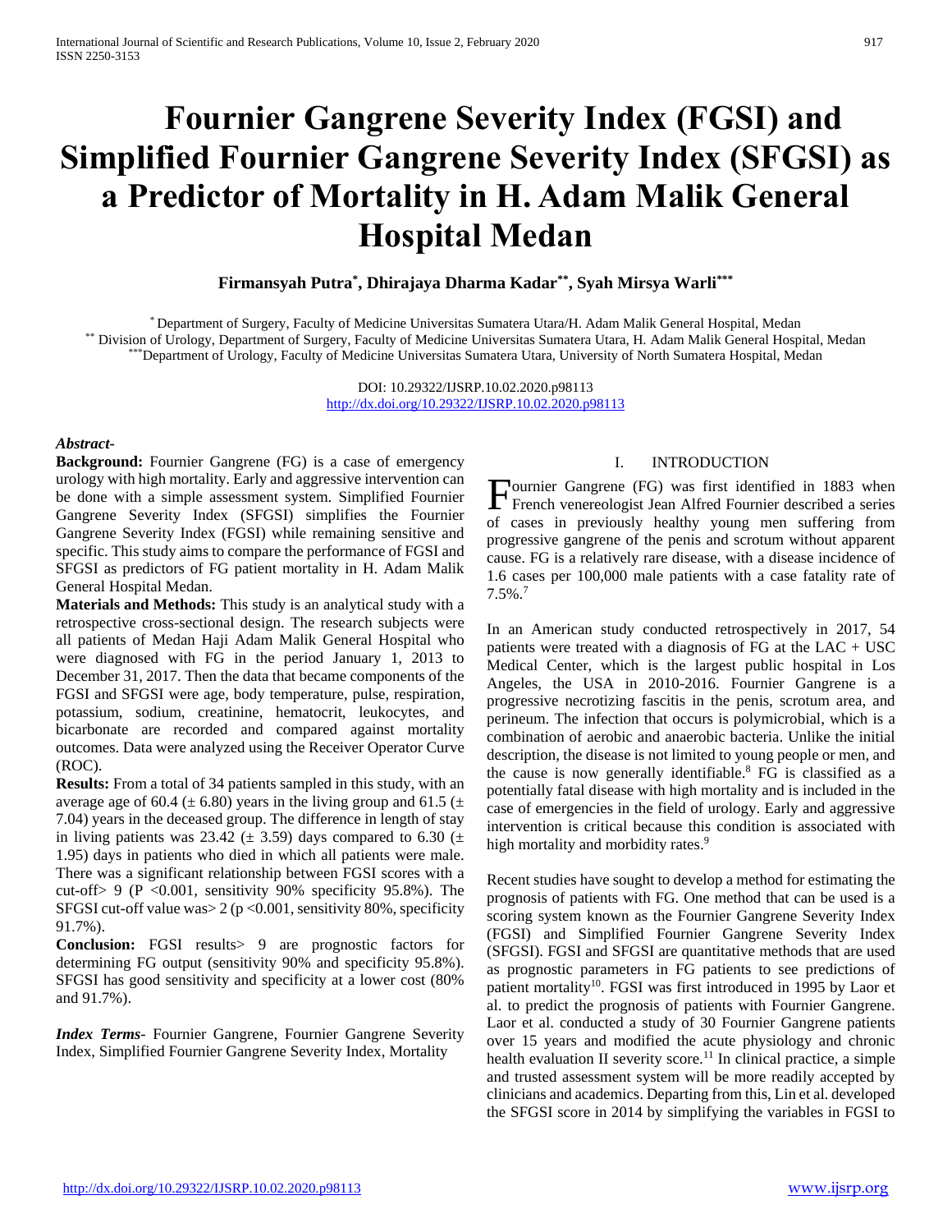# Fournier Gangrene Severity Index (FGSI) and Simplified Fournier Gangrene Severity Index (SFGSI) as a Predictor of Mortality in H. Adam Malik General Hospital Medan

**Firmansyah Putra[*], Dhirajaya Dharma Kadar[**], Syah Mirsya Warli[***]**

[*] Department of Surgery, Faculty of Medicine Universitas Sumatera Utara/H. Adam Malik General Hospital, Medan
[**] Division of Urology, Department of Surgery, Faculty of Medicine Universitas Sumatera Utara, H. Adam Malik General Hospital, Medan
[***] Department of Urology, Faculty of Medicine Universitas Sumatera Utara, University of North Sumatera Hospital, Medan

DOI: 10.29322/IJSRP.10.02.2020.p98113
http://dx.doi.org/10.29322/IJSRP.10.02.2020.p98113

***Abstract-***

**Background:** Fournier Gangrene (FG) is a case of emergency urology with high mortality. Early and aggressive intervention can be done with a simple assessment system. Simplified Fournier Gangrene Severity Index (SFGSI) simplifies the Fournier Gangrene Severity Index (FGSI) while remaining sensitive and specific. This study aims to compare the performance of FGSI and SFGSI as predictors of FG patient mortality in H. Adam Malik General Hospital Medan.

**Materials and Methods:** This study is an analytical study with a retrospective cross-sectional design. The research subjects were all patients of Medan Haji Adam Malik General Hospital who were diagnosed with FG in the period January 1, 2013 to December 31, 2017. Then the data that became components of the FGSI and SFGSI were age, body temperature, pulse, respiration, potassium, sodium, creatinine, hematocrit, leukocytes, and bicarbonate are recorded and compared against mortality outcomes. Data were analyzed using the Receiver Operator Curve (ROC).

**Results:** From a total of 34 patients sampled in this study, with an average age of 60.4 (± 6.80) years in the living group and 61.5 (± 7.04) years in the deceased group. The difference in length of stay in living patients was 23.42 (± 3.59) days compared to 6.30 (± 1.95) days in patients who died in which all patients were male. There was a significant relationship between FGSI scores with a cut-off> 9 (P <0.001, sensitivity 90% specificity 95.8%). The SFGSI cut-off value was> 2 (p <0.001, sensitivity 80%, specificity 91.7%).

**Conclusion:** FGSI results> 9 are prognostic factors for determining FG output (sensitivity 90% and specificity 95.8%). SFGSI has good sensitivity and specificity at a lower cost (80% and 91.7%).

***Index Terms*-** Fournier Gangrene, Fournier Gangrene Severity Index, Simplified Fournier Gangrene Severity Index, Mortality

## I. INTRODUCTION

Fournier Gangrene (FG) was first identified in 1883 when French venereologist Jean Alfred Fournier described a series of cases in previously healthy young men suffering from progressive gangrene of the penis and scrotum without apparent cause. FG is a relatively rare disease, with a disease incidence of 1.6 cases per 100,000 male patients with a case fatality rate of 7.5%.[7]

In an American study conducted retrospectively in 2017, 54 patients were treated with a diagnosis of FG at the LAC + USC Medical Center, which is the largest public hospital in Los Angeles, the USA in 2010-2016. Fournier Gangrene is a progressive necrotizing fascitis in the penis, scrotum area, and perineum. The infection that occurs is polymicrobial, which is a combination of aerobic and anaerobic bacteria. Unlike the initial description, the disease is not limited to young people or men, and the cause is now generally identifiable.[8] FG is classified as a potentially fatal disease with high mortality and is included in the case of emergencies in the field of urology. Early and aggressive intervention is critical because this condition is associated with high mortality and morbidity rates.[9]

Recent studies have sought to develop a method for estimating the prognosis of patients with FG. One method that can be used is a scoring system known as the Fournier Gangrene Severity Index (FGSI) and Simplified Fournier Gangrene Severity Index (SFGSI). FGSI and SFGSI are quantitative methods that are used as prognostic parameters in FG patients to see predictions of patient mortality[10]. FGSI was first introduced in 1995 by Laor et al. to predict the prognosis of patients with Fournier Gangrene. Laor et al. conducted a study of 30 Fournier Gangrene patients over 15 years and modified the acute physiology and chronic health evaluation II severity score.[11] In clinical practice, a simple and trusted assessment system will be more readily accepted by clinicians and academics. Departing from this, Lin et al. developed the SFGSI score in 2014 by simplifying the variables in FGSI to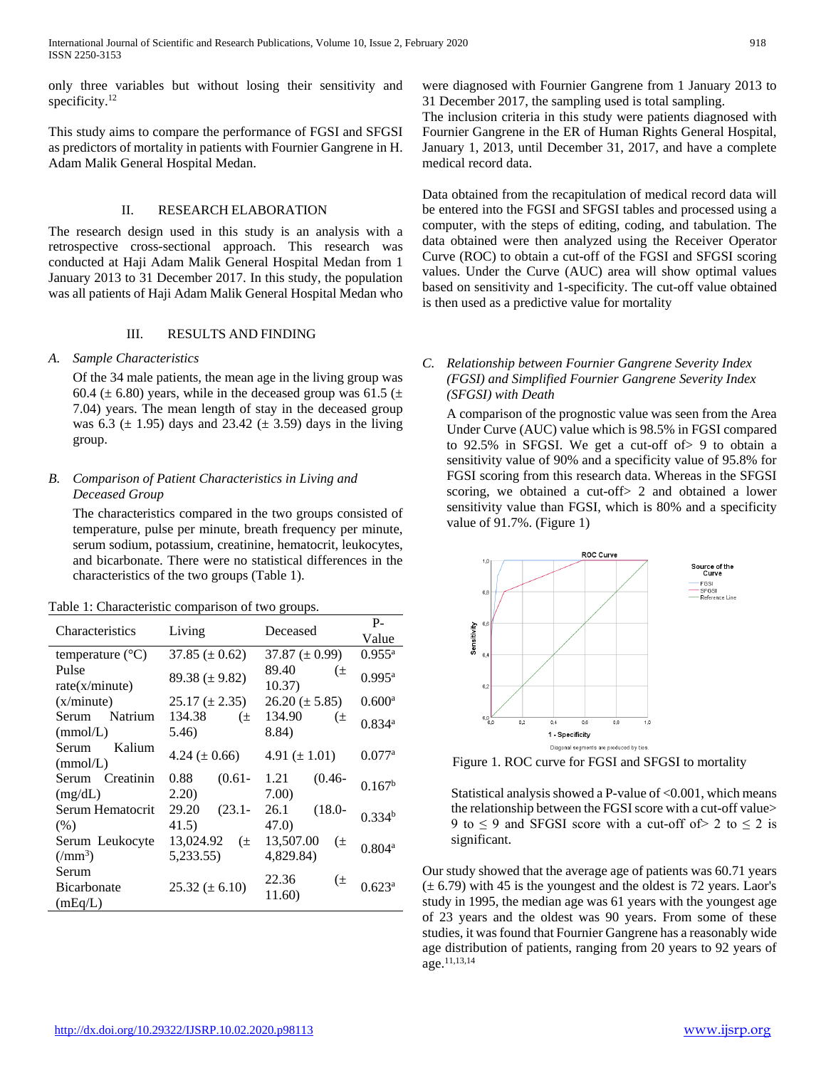only three variables but without losing their sensitivity and specificity.[12]

This study aims to compare the performance of FGSI and SFGSI as predictors of mortality in patients with Fournier Gangrene in H. Adam Malik General Hospital Medan.

## II. RESEARCH ELABORATION

The research design used in this study is an analysis with a retrospective cross-sectional approach. This research was conducted at Haji Adam Malik General Hospital Medan from 1 January 2013 to 31 December 2017. In this study, the population was all patients of Haji Adam Malik General Hospital Medan who were diagnosed with Fournier Gangrene from 1 January 2013 to 31 December 2017, the sampling used is total sampling.

The inclusion criteria in this study were patients diagnosed with Fournier Gangrene in the ER of Human Rights General Hospital, January 1, 2013, until December 31, 2017, and have a complete medical record data.

Data obtained from the recapitulation of medical record data will be entered into the FGSI and SFGSI tables and processed using a computer, with the steps of editing, coding, and tabulation. The data obtained were then analyzed using the Receiver Operator Curve (ROC) to obtain a cut-off of the FGSI and SFGSI scoring values. Under the Curve (AUC) area will show optimal values based on sensitivity and 1-specificity. The cut-off value obtained is then used as a predictive value for mortality

## III. RESULTS AND FINDING

### *A. Sample Characteristics*

Of the 34 male patients, the mean age in the living group was 60.4 (± 6.80) years, while in the deceased group was 61.5 (± 7.04) years. The mean length of stay in the deceased group was 6.3 (± 1.95) days and 23.42 (± 3.59) days in the living group.

### *B. Comparison of Patient Characteristics in Living and Deceased Group*

The characteristics compared in the two groups consisted of temperature, pulse per minute, breath frequency per minute, serum sodium, potassium, creatinine, hematocrit, leukocytes, and bicarbonate. There were no statistical differences in the characteristics of the two groups (Table 1).

Table 1: Characteristic comparison of two groups.

| Characteristics | Living | Deceased | P-Value |
|---|---|---|---|
| temperature (°C) | 37.85 (± 0.62) | 37.87 (± 0.99) | 0.955[a] |
| Pulse rate(x/minute) | 89.38 (± 9.82) | 89.40 (± 10.37) | 0.995[a] |
| (x/minute) | 25.17 (± 2.35) | 26.20 (± 5.85) | 0.600[a] |
| Serum Natrium (mmol/L) | 134.38 (± 5.46) | 134.90 (± 8.84) | 0.834[a] |
| Serum Kalium (mmol/L) | 4.24 (± 0.66) | 4.91 (± 1.01) | 0.077[a] |
| Serum Creatinin (mg/dL) | 0.88 (0.61-2.20) | 1.21 (0.46-7.00) | 0.167[b] |
| Serum Hematocrit (%) | 29.20 (23.1-41.5) | 26.1 (18.0-47.0) | 0.334[b] |
| Serum Leukocyte (/mm$^3$) | 13,024.92 (± 5,233.55) | 13,507.00 (± 4,829.84) | 0.804[a] |
| Serum Bicarbonate (mEq/L) | 25.32 (± 6.10) | 22.36 (± 11.60) | 0.623[a] |

### *C. Relationship between Fournier Gangrene Severity Index (FGSI) and Simplified Fournier Gangrene Severity Index (SFGSI) with Death*

A comparison of the prognostic value was seen from the Area Under Curve (AUC) value which is 98.5% in FGSI compared to 92.5% in SFGSI. We get a cut-off of> 9 to obtain a sensitivity value of 90% and a specificity value of 95.8% for FGSI scoring from this research data. Whereas in the SFGSI scoring, we obtained a cut-off> 2 and obtained a lower sensitivity value than FGSI, which is 80% and a specificity value of 91.7%. (Figure 1)

Figure 1. ROC curve for FGSI and SFGSI to mortality

Statistical analysis showed a P-value of <0.001, which means the relationship between the FGSI score with a cut-off value> 9 to ≤ 9 and SFGSI score with a cut-off of> 2 to ≤ 2 is significant.

Our study showed that the average age of patients was 60.71 years (± 6.79) with 45 is the youngest and the oldest is 72 years. Laor's study in 1995, the median age was 61 years with the youngest age of 23 years and the oldest was 90 years. From some of these studies, it was found that Fournier Gangrene has a reasonably wide age distribution of patients, ranging from 20 years to 92 years of age.[11,13,14]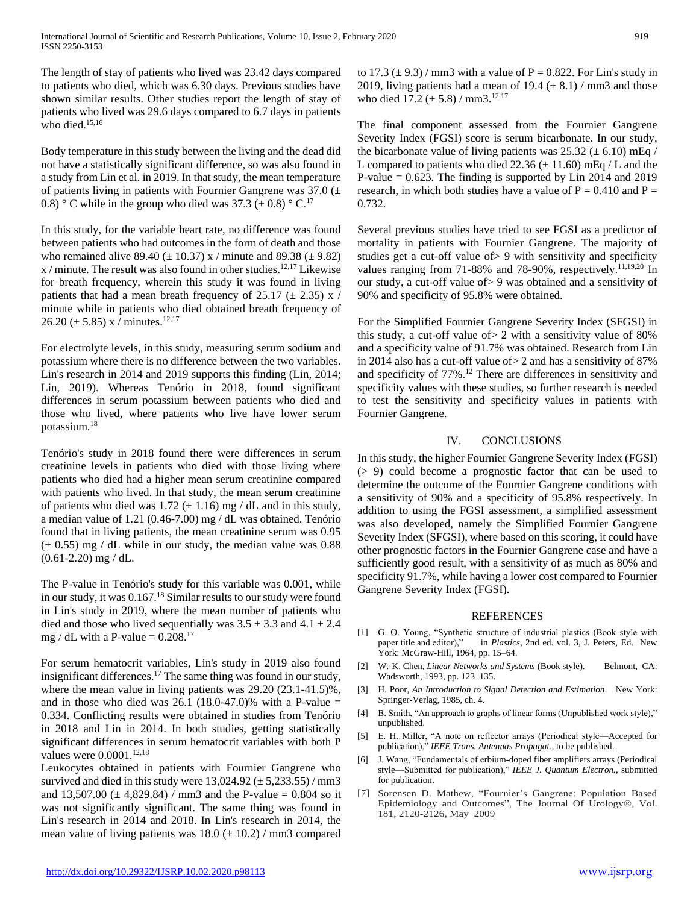The length of stay of patients who lived was 23.42 days compared to patients who died, which was 6.30 days. Previous studies have shown similar results. Other studies report the length of stay of patients who lived was 29.6 days compared to 6.7 days in patients who died.[15,16]

Body temperature in this study between the living and the dead did not have a statistically significant difference, so was also found in a study from Lin et al. in 2019. In that study, the mean temperature of patients living in patients with Fournier Gangrene was 37.0 (± 0.8) ° C while in the group who died was 37.3 (± 0.8) ° C.[17]

In this study, for the variable heart rate, no difference was found between patients who had outcomes in the form of death and those who remained alive 89.40 (± 10.37) x / minute and 89.38 (± 9.82) x / minute. The result was also found in other studies.[12,17] Likewise for breath frequency, wherein this study it was found in living patients that had a mean breath frequency of 25.17 (± 2.35) x / minute while in patients who died obtained breath frequency of 26.20 (± 5.85) x / minutes.[12,17]

For electrolyte levels, in this study, measuring serum sodium and potassium where there is no difference between the two variables. Lin's research in 2014 and 2019 supports this finding (Lin, 2014; Lin, 2019). Whereas Tenório in 2018, found significant differences in serum potassium between patients who died and those who lived, where patients who live have lower serum potassium.[18]

Tenório's study in 2018 found there were differences in serum creatinine levels in patients who died with those living where patients who died had a higher mean serum creatinine compared with patients who lived. In that study, the mean serum creatinine of patients who died was 1.72 (± 1.16) mg / dL and in this study, a median value of 1.21 (0.46-7.00) mg / dL was obtained. Tenório found that in living patients, the mean creatinine serum was 0.95 (± 0.55) mg / dL while in our study, the median value was 0.88 (0.61-2.20) mg / dL.

The P-value in Tenório's study for this variable was 0.001, while in our study, it was 0.167.[18] Similar results to our study were found in Lin's study in 2019, where the mean number of patients who died and those who lived sequentially was 3.5 ± 3.3 and 4.1 ± 2.4 mg / dL with a P-value = 0.208.[17]

For serum hematocrit variables, Lin's study in 2019 also found insignificant differences.[17] The same thing was found in our study, where the mean value in living patients was 29.20 (23.1-41.5)%, and in those who died was 26.1 (18.0-47.0)% with a P-value = 0.334. Conflicting results were obtained in studies from Tenório in 2018 and Lin in 2014. In both studies, getting statistically significant differences in serum hematocrit variables with both P values were 0.0001.[12,18]

Leukocytes obtained in patients with Fournier Gangrene who survived and died in this study were 13,024.92 (± 5,233.55) / mm3 and 13,507.00 (± 4,829.84) / mm3 and the P-value = 0.804 so it was not statistically significant. The same thing was found in Lin's research in 2014 and 2018. In Lin's research in 2014, the mean value of living patients was 18.0 (± 10.2) / mm3 compared to 17.3 (± 9.3) / mm3 with a value of P = 0.822. For Lin's study in 2019, living patients had a mean of 19.4 (± 8.1) / mm3 and those who died 17.2 (± 5.8) / mm3.[12,17]

The final component assessed from the Fournier Gangrene Severity Index (FGSI) score is serum bicarbonate. In our study, the bicarbonate value of living patients was 25.32 (± 6.10) mEq / L compared to patients who died 22.36 (± 11.60) mEq / L and the P-value = 0.623. The finding is supported by Lin 2014 and 2019 research, in which both studies have a value of P = 0.410 and P = 0.732.

Several previous studies have tried to see FGSI as a predictor of mortality in patients with Fournier Gangrene. The majority of studies get a cut-off value of> 9 with sensitivity and specificity values ranging from 71-88% and 78-90%, respectively.[11,19,20] In our study, a cut-off value of> 9 was obtained and a sensitivity of 90% and specificity of 95.8% were obtained.

For the Simplified Fournier Gangrene Severity Index (SFGSI) in this study, a cut-off value of> 2 with a sensitivity value of 80% and a specificity value of 91.7% was obtained. Research from Lin in 2014 also has a cut-off value of> 2 and has a sensitivity of 87% and specificity of 77%.[12] There are differences in sensitivity and specificity values with these studies, so further research is needed to test the sensitivity and specificity values in patients with Fournier Gangrene.

## IV. CONCLUSIONS

In this study, the higher Fournier Gangrene Severity Index (FGSI) (> 9) could become a prognostic factor that can be used to determine the outcome of the Fournier Gangrene conditions with a sensitivity of 90% and a specificity of 95.8% respectively. In addition to using the FGSI assessment, a simplified assessment was also developed, namely the Simplified Fournier Gangrene Severity Index (SFGSI), where based on this scoring, it could have other prognostic factors in the Fournier Gangrene case and have a sufficiently good result, with a sensitivity of as much as 80% and specificity 91.7%, while having a lower cost compared to Fournier Gangrene Severity Index (FGSI).

## REFERENCES

[1] G. O. Young, "Synthetic structure of industrial plastics (Book style with paper title and editor)," in *Plastics*, 2nd ed. vol. 3, J. Peters, Ed. New York: McGraw-Hill, 1964, pp. 15–64.

[2] W.-K. Chen, *Linear Networks and Systems* (Book style). Belmont, CA: Wadsworth, 1993, pp. 123–135.

[3] H. Poor, *An Introduction to Signal Detection and Estimation*. New York: Springer-Verlag, 1985, ch. 4.

[4] B. Smith, "An approach to graphs of linear forms (Unpublished work style)," unpublished.

[5] E. H. Miller, "A note on reflector arrays (Periodical style—Accepted for publication)," *IEEE Trans. Antennas Propagat.*, to be published.

[6] J. Wang, "Fundamentals of erbium-doped fiber amplifiers arrays (Periodical style—Submitted for publication)," *IEEE J. Quantum Electron.*, submitted for publication.

[7] Sorensen D. Mathew, "Fournier's Gangrene: Population Based Epidemiology and Outcomes", The Journal Of Urology®, Vol. 181, 2120-2126, May 2009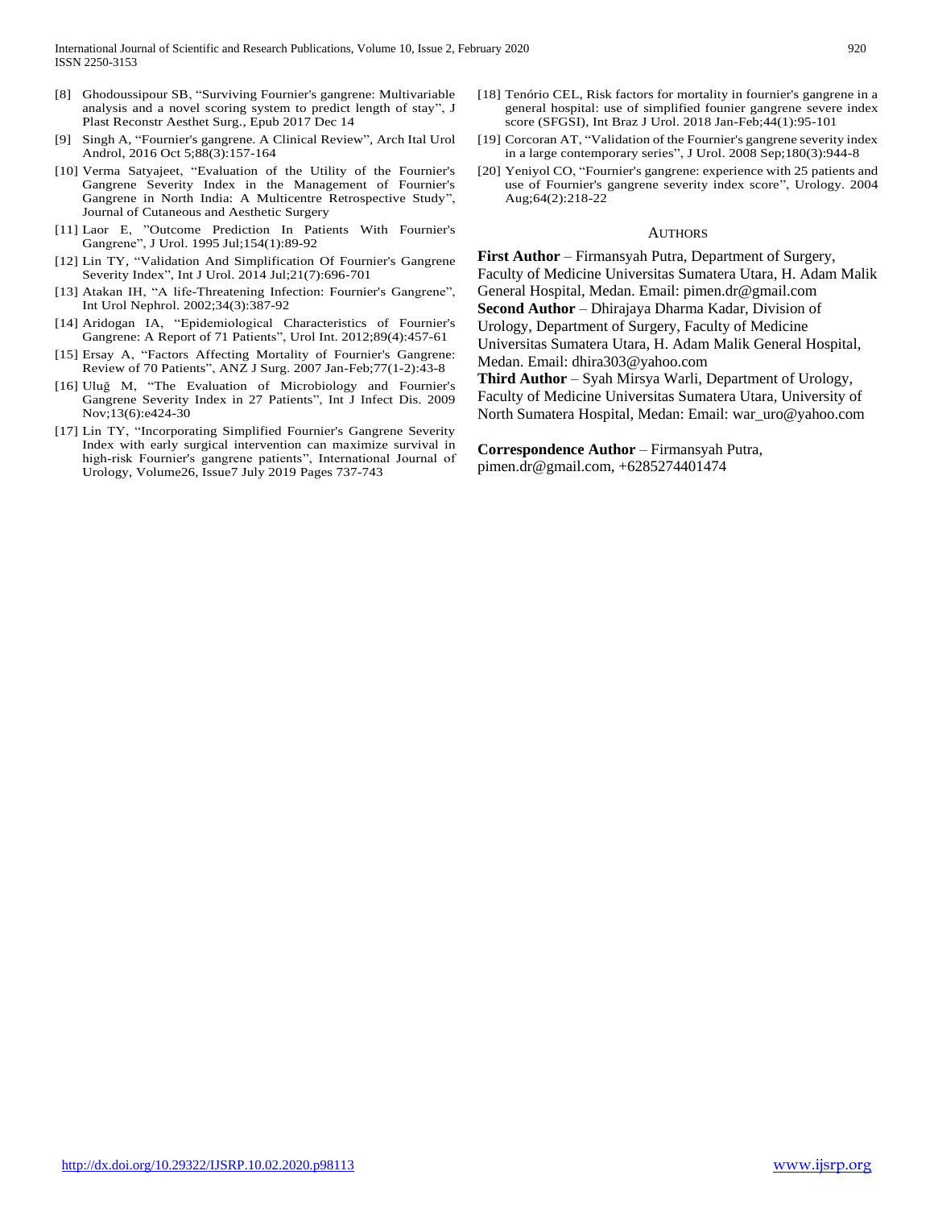[8] Ghodoussipour SB, "Surviving Fournier's gangrene: Multivariable analysis and a novel scoring system to predict length of stay", J Plast Reconstr Aesthet Surg., Epub 2017 Dec 14

[9] Singh A, "Fournier's gangrene. A Clinical Review", Arch Ital Urol Androl, 2016 Oct 5;88(3):157-164

[10] Verma Satyajeet, "Evaluation of the Utility of the Fournier's Gangrene Severity Index in the Management of Fournier's Gangrene in North India: A Multicentre Retrospective Study", Journal of Cutaneous and Aesthetic Surgery

[11] Laor E, "Outcome Prediction In Patients With Fournier's Gangrene", J Urol. 1995 Jul;154(1):89-92

[12] Lin TY, "Validation And Simplification Of Fournier's Gangrene Severity Index", Int J Urol. 2014 Jul;21(7):696-701

[13] Atakan IH, "A life-Threatening Infection: Fournier's Gangrene", Int Urol Nephrol. 2002;34(3):387-92

[14] Aridogan IA, "Epidemiological Characteristics of Fournier's Gangrene: A Report of 71 Patients", Urol Int. 2012;89(4):457-61

[15] Ersay A, "Factors Affecting Mortality of Fournier's Gangrene: Review of 70 Patients", ANZ J Surg. 2007 Jan-Feb;77(1-2):43-8

[16] Uluğ M, "The Evaluation of Microbiology and Fournier's Gangrene Severity Index in 27 Patients", Int J Infect Dis. 2009 Nov;13(6):e424-30

[17] Lin TY, "Incorporating Simplified Fournier's Gangrene Severity Index with early surgical intervention can maximize survival in high-risk Fournier's gangrene patients", International Journal of Urology, Volume26, Issue7 July 2019 Pages 737-743

[18] Tenório CEL, Risk factors for mortality in fournier's gangrene in a general hospital: use of simplified founier gangrene severe index score (SFGSI), Int Braz J Urol. 2018 Jan-Feb;44(1):95-101

[19] Corcoran AT, "Validation of the Fournier's gangrene severity index in a large contemporary series", J Urol. 2008 Sep;180(3):944-8

[20] Yeniyol CO, "Fournier's gangrene: experience with 25 patients and use of Fournier's gangrene severity index score", Urology. 2004 Aug;64(2):218-22

## AUTHORS

**First Author** – Firmansyah Putra, Department of Surgery, Faculty of Medicine Universitas Sumatera Utara, H. Adam Malik General Hospital, Medan. Email: pimen.dr@gmail.com

**Second Author** – Dhirajaya Dharma Kadar, Division of Urology, Department of Surgery, Faculty of Medicine Universitas Sumatera Utara, H. Adam Malik General Hospital, Medan. Email: dhira303@yahoo.com

**Third Author** – Syah Mirsya Warli, Department of Urology, Faculty of Medicine Universitas Sumatera Utara, University of North Sumatera Hospital, Medan: Email: war_uro@yahoo.com

**Correspondence Author** – Firmansyah Putra, pimen.dr@gmail.com, +6285274401474